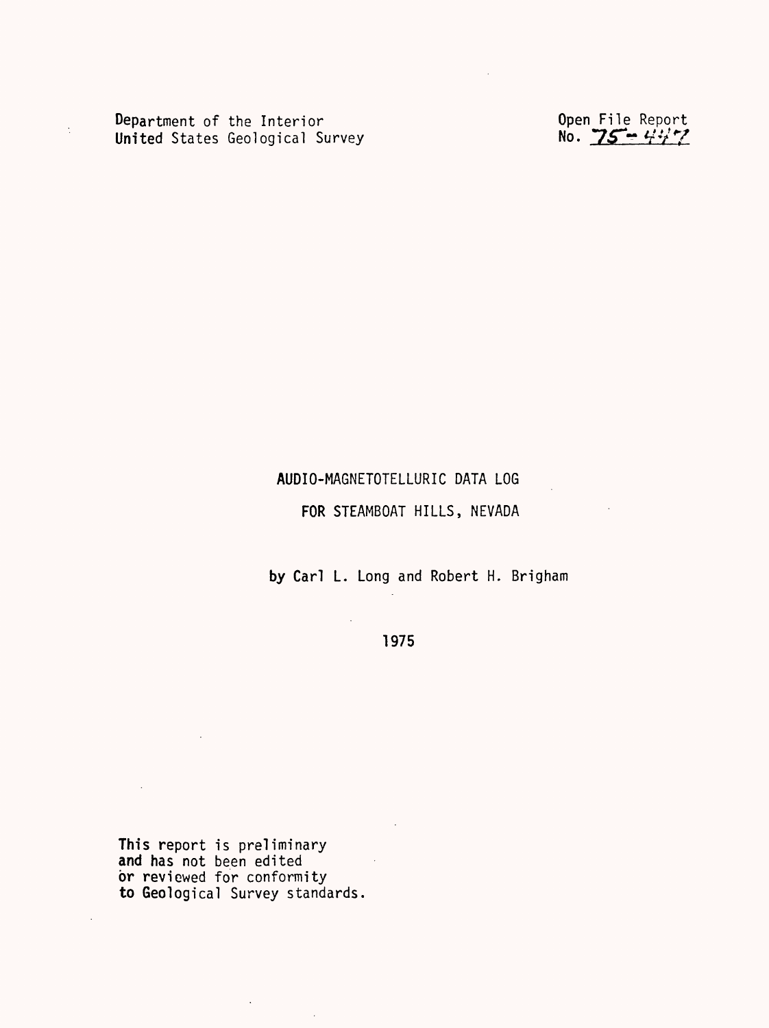Department of the Interior
United States Geological Survey

Open File Report
No. 75-447

# AUDIO-MAGNETOTELLURIC DATA LOG

# FOR STEAMBOAT HILLS, NEVADA

by Carl L. Long and Robert H. Brigham

1975

This report is preliminary
and has not been edited
or reviewed for conformity
to Geological Survey standards.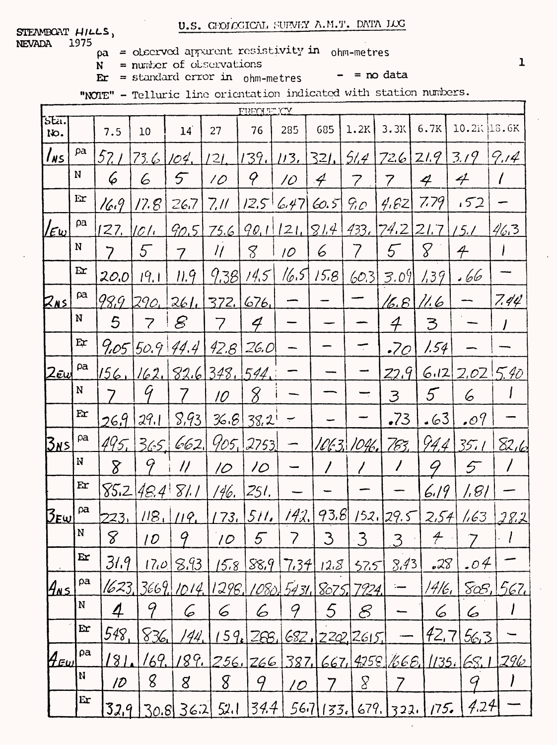STEAMBOAT HILLS, NEVADA 1975

# U.S. GEOLOGICAL SURVEY A.M.T. DATA LOG

ρa = observed apparent resistivity in ohm-metres
N = number of observations
Er = standard error in ohm-metres
– = no data

"NOTE" - Telluric line orientation indicated with station numbers.

| Sta. No. | | FREQUENCY 7.5 | 10 | 14 | 27 | 76 | 285 | 685 | 1.2K | 3.3K | 6.7K | 10.2K | 18.6K |
|---|---|---|---|---|---|---|---|---|---|---|---|---|---|
| 1NS | ρa | 57.1 | 73.6 | 104. | 121. | 139. | 113. | 321. | 51.4 | 72.6 | 21.9 | 3.19 | 9.14 |
| | N | 6 | 6 | 5 | 10 | 9 | 10 | 4 | 7 | 7 | 4 | 4 | 1 |
| | Er | 16.9 | 17.8 | 26.7 | 7.11 | 12.5 | 6.47 | 60.5 | 9.0 | 4.62 | 7.79 | .52 | – |
| 1EW | ρa | 127. | 101. | 90.5 | 75.6 | 90.1 | 121. | 81.4 | 433. | 74.2 | 21.7 | 15.1 | 46.3 |
| | N | 7 | 5 | 7 | 11 | 8 | 10 | 6 | 7 | 5 | 8 | 4 | 1 |
| | Er | 20.0 | 19.1 | 11.9 | 9.38 | 14.5 | 16.5 | 15.8 | 60.3 | 3.09 | 1.39 | .66 | – |
| 2NS | ρa | 98.9 | 290. | 261. | 372. | 676. | – | – | – | 16.8 | 11.6 | – | 7.44 |
| | N | 5 | 7 | 8 | 7 | 4 | – | – | – | 4 | 3 | – | 1 |
| | Er | 9.05 | 50.9 | 44.4 | 42.8 | 26.0 | – | – | – | .70 | 1.54 | – | – |
| 2EW | ρa | 156. | 162. | 82.6 | 348. | 544. | – | – | – | 22.9 | 6.12 | 2.02 | 5.40 |
| | N | 7 | 9 | 7 | 10 | 8 | – | – | – | 3 | 5 | 6 | 1 |
| | Er | 26.9 | 29.1 | 8.93 | 36.8 | 38.2 | – | – | – | .73 | .63 | .09 | – |
| 3NS | ρa | 495. | 365. | 662. | 905. | 2753. | – | 1063. | 1046. | 783. | 94.4 | 35.1 | 82.6 |
| | N | 8 | 9 | 11 | 10 | 10 | – | 1 | 1 | 1 | 9 | 5 | 1 |
| | Er | 85.2 | 48.4 | 81.1 | 146. | 251. | – | – | – | – | 6.19 | 1.81 | – |
| 3EW | ρa | 223. | 118. | 119. | 173. | 511. | 142. | 93.8 | 152. | 29.5 | 2.54 | 1.63 | 28.2 |
| | N | 8 | 10 | 9 | 10 | 5 | 7 | 3 | 3 | 3 | 4 | 7 | 1 |
| | Er | 31.9 | 17.0 | 8.93 | 15.8 | 88.9 | 7.34 | 12.8 | 57.5 | 8.43 | .28 | .04 | – |
| 4NS | ρa | 1623. | 3669. | 1014. | 1298. | 1080. | 5431. | 8075. | 7924. | – | 1416. | 808. | 567. |
| | N | 4 | 9 | 6 | 6 | 6 | 9 | 5 | 8 | – | 6 | 6 | 1 |
| | Er | 548. | 836. | 144. | 159. | 288. | 682. | 2202. | 2615. | – | 42.7 | 56.3 | – |
| 4EW | ρa | 181. | 169. | 189. | 256. | 266 | 387. | 667. | 4258. | 1668. | 1135. | 68.1 | 296 |
| | N | 10 | 8 | 8 | 8 | 9 | 10 | 7 | 8 | 7 | | 9 | 1 |
| | Er | 32.9 | 30.8 | 36.2 | 52.1 | 34.4 | 56.7 | 133. | 679. | 322. | 175. | 4.24 | – |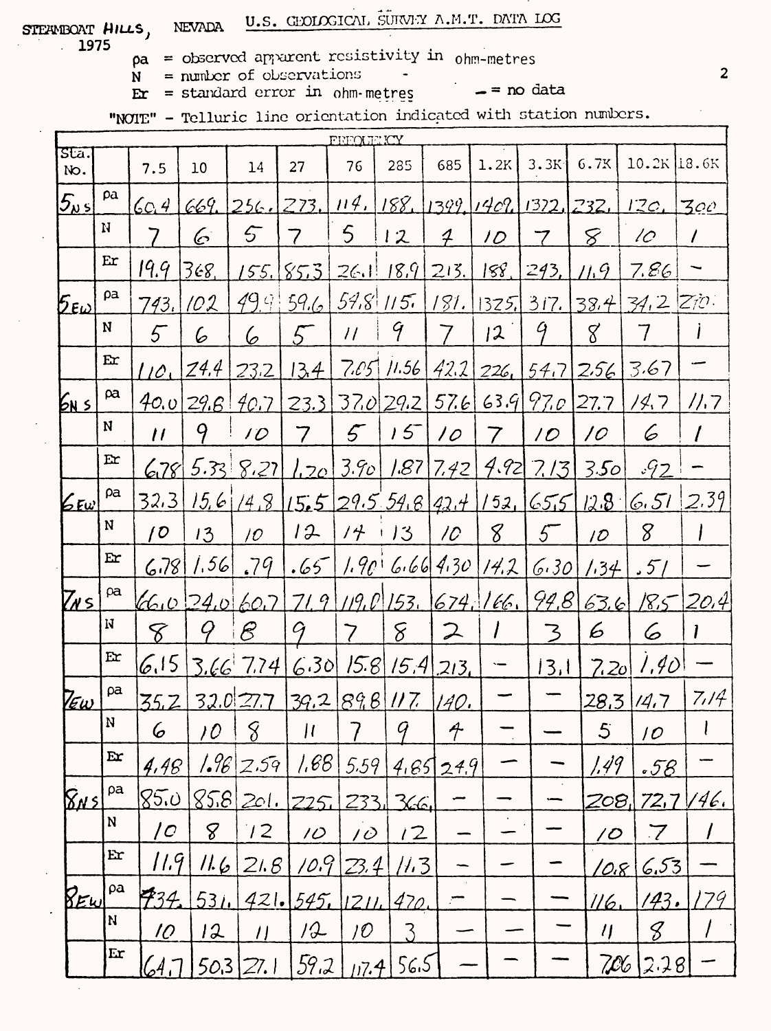STEAMBOAT HILLS, NEVADA U.S. GEOLOGICAL SURVEY A.M.T. DATA LOG

1975

ρa = observed apparent resistivity in ohm-metres

N = number of observations

Er = standard error in ohm-metres

— = no data

"NOTE" - Telluric line orientation indicated with station numbers.

| Sta. No. | | 7.5 | 10 | 14 | 27 | 76 | 285 | 685 | 1.2K | 3.3K | 6.7K | 10.2K | 18.6K |
|---|---|---|---|---|---|---|---|---|---|---|---|---|---|
| | | FREQUENCY | | | | | | | | | | | |
| $5_{NS}$ | ρa | 60.4 | 669. | 256. | 273. | 114. | 188. | 1399. | 1409. | 1372. | 232. | 120. | 300 |
| | N | 7 | 6 | 5 | 7 | 5 | 12 | 4 | 10 | 7 | 8 | 10 | 1 |
| | Er | 19.9 | 368. | 155. | 85.3 | 26.1 | 18.9 | 213. | 188. | 243. | 11.9 | 7.86 | — |
| $5_{EW}$ | ρa | 743. | 102 | 49.9 | 59.6 | 54.8 | 115. | 181. | 1325. | 317. | 38.4 | 34.2 | 270. |
| | N | 5 | 6 | 6 | 5 | 11 | 9 | 7 | 12 | 9 | 8 | 7 | 1 |
| | Er | 110. | 24.4 | 23.2 | 13.4 | 7.05 | 11.56 | 42.2 | 226. | 54.7 | 2.56 | 3.67 | — |
| $6_{NS}$ | ρa | 40.0 | 29.8 | 40.7 | 23.3 | 37.0 | 29.2 | 57.6 | 63.9 | 97.0 | 27.7 | 14.7 | 11.7 |
| | N | 11 | 9 | 10 | 7 | 5 | 15 | 10 | 7 | 10 | 10 | 6 | 1 |
| | Er | 6.78 | 5.33 | 8.27 | 1.20 | 3.90 | 1.87 | 7.42 | 4.92 | 7.13 | 3.50 | .92 | — |
| $6_{EW}$ | ρa | 32.3 | 15.6 | 14.8 | 15.5 | 29.5 | 54.8 | 42.4 | 152. | 65.5 | 12.8 | 6.51 | 2.39 |
| | N | 10 | 13 | 10 | 12 | 14 | 13 | 10 | 8 | 5 | 10 | 8 | 1 |
| | Er | 6.78 | 1.56 | .79 | .65 | 1.90 | 6.66 | 4.30 | 14.2 | 6.30 | 1.34 | .51 | — |
| $7_{NS}$ | ρa | 66.0 | 24.0 | 60.7 | 71.9 | 119.0 | 153. | 674. | 166. | 94.8 | 63.6 | 18.5 | 20.4 |
| | N | 8 | 9 | 8 | 9 | 7 | 8 | 2 | 1 | 3 | 6 | 6 | 1 |
| | Er | 6.15 | 3.66 | 7.74 | 6.30 | 15.8 | 15.4 | 213. | — | 13.1 | 7.20 | 1.40 | — |
| $7_{EW}$ | ρa | 35.2 | 32.0 | 27.7 | 39.2 | 89.8 | 117. | 140. | — | — | 28.3 | 14.7 | 7.14 |
| | N | 6 | 10 | 8 | 11 | 7 | 9 | 4 | — | — | 5 | 10 | 1 |
| | Er | 4.48 | 1.96 | 2.59 | 1.88 | 5.59 | 4.65 | 24.9 | — | — | 1.49 | .58 | — |
| $8_{NS}$ | ρa | 85.0 | 85.8 | 201. | 225. | 233. | 366. | — | — | — | 208. | 72.7 | 146. |
| | N | 10 | 8 | 12 | 10 | 10 | 12 | — | — | — | 10 | 7 | 1 |
| | Er | 11.9 | 11.6 | 21.8 | 10.9 | 23.4 | 11.3 | — | — | — | 10.8 | 6.53 | — |
| $8_{EW}$ | ρa | 434. | 531. | 421. | 545. | 1211. | 470. | — | — | — | 116. | 143. | 179 |
| | N | 10 | 12 | 11 | 12 | 10 | 3 | — | — | — | 11 | 8 | 1 |
| | Er | 64.7 | 50.3 | 27.1 | 59.2 | 117.4 | 56.5 | — | — | — | 7.06 | 2.28 | — |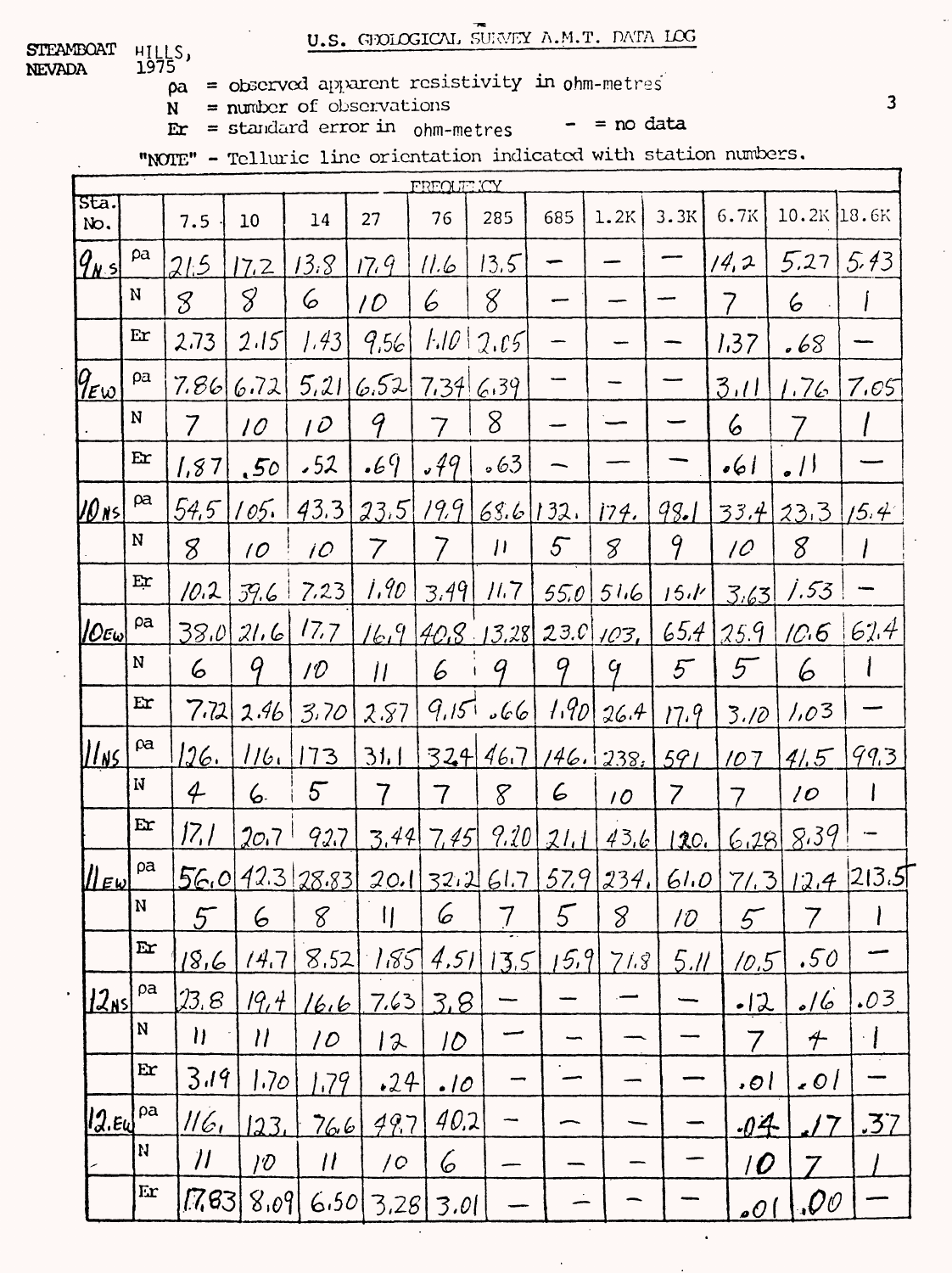STEAMBOAT HILLS, NEVADA 1975

U.S. GEOLOGICAL SURVEY A.M.T. DATA LOG

ρa = observed apparent resistivity in ohm-metres
N = number of observations
Er = standard error in ohm-metres
\- = no data

"NOTE" - Telluric line orientation indicated with station numbers.

| Sta. No. | | FREQUENCY 7.5 | 10 | 14 | 27 | 76 | 285 | 685 | 1.2K | 3.3K | 6.7K | 10.2K | 18.6K |
|---|---|---|---|---|---|---|---|---|---|---|---|---|---|
| $9_{NS}$ | ρa | 21.5 | 17.2 | 13.8 | 17.9 | 11.6 | 13.5 | – | – | – | 14.2 | 5.27 | 5.43 |
| | N | 8 | 8 | 6 | 10 | 6 | 8 | – | – | – | 7 | 6 | 1 |
| | Er | 2.73 | 2.15 | 1.43 | 9.56 | 1.10 | 2.05 | – | – | – | 1.37 | .68 | – |
| $9_{EW}$ | ρa | 7.86 | 6.72 | 5.21 | 6.52 | 7.34 | 6.39 | – | – | – | 3.11 | 1.76 | 7.05 |
| | N | 7 | 10 | 10 | 9 | 7 | 8 | – | – | – | 6 | 7 | 1 |
| | Er | 1.87 | .50 | .52 | .69 | .49 | .63 | – | – | – | .61 | .11 | – |
| $10_{NS}$ | ρa | 54.5 | 105. | 43.3 | 23.5 | 19.9 | 68.6 | 132. | 174. | 98.1 | 33.4 | 23.3 | 15.4 |
| | N | 8 | 10 | 10 | 7 | 7 | 11 | 5 | 8 | 9 | 10 | 8 | 1 |
| | Er | 10.2 | 39.6 | 7.23 | 1.90 | 3.49 | 11.7 | 55.0 | 51.6 | 15.1 | 3.63 | 1.53 | – |
| $10_{EW}$ | ρa | 38.0 | 21.6 | 17.7 | 16.9 | 40.8 | 13.28 | 23.0 | 103. | 65.4 | 25.9 | 10.6 | 62.4 |
| | N | 6 | 9 | 10 | 11 | 6 | 9 | 9 | 9 | 5 | 5 | 6 | 1 |
| | Er | 7.72 | 2.46 | 3.70 | 2.87 | 9.15 | .66 | 1.90 | 26.4 | 17.9 | 3.10 | 1.03 | – |
| $11_{NS}$ | ρa | 126. | 116. | 173 | 31.1 | 324 | 46.7 | 146. | 238. | 591 | 107 | 41.5 | 99.3 |
| | N | 4 | 6 | 5 | 7 | 7 | 8 | 6 | 10 | 7 | 7 | 10 | 1 |
| | Er | 17.1 | 20.7 | 92.7 | 3.44 | 7.45 | 9.20 | 21.1 | 43.6 | 120. | 6.28 | 8.39 | – |
| $11_{EW}$ | ρa | 56.0 | 42.3 | 28.83 | 20.1 | 32.2 | 61.7 | 57.9 | 234. | 61.0 | 71.3 | 12.4 | 213.5 |
| | N | 5 | 6 | 8 | 11 | 6 | 7 | 5 | 8 | 10 | 5 | 7 | 1 |
| | Er | 18.6 | 14.7 | 8.52 | 1.85 | 4.51 | 13.5 | 15.9 | 71.8 | 5.11 | 10.5 | .50 | – |
| $12_{NS}$ | ρa | 23.8 | 19.4 | 16.6 | 7.63 | 3.8 | – | – | – | – | .12 | .16 | .03 |
| | N | 11 | 11 | 10 | 12 | 10 | – | – | – | – | 7 | 4 | 1 |
| | Er | 3.19 | 1.70 | 1.79 | .24 | .10 | – | – | – | – | .01 | .01 | – |
| $12_{EW}$ | ρa | 116. | 123. | 76.6 | 49.7 | 40.2 | – | – | – | – | .04 | .17 | .37 |
| | N | 11 | 10 | 11 | 10 | 6 | – | – | – | – | 10 | 7 | 1 |
| | Er | 17.83 | 8.09 | 6.50 | 3.28 | 3.01 | – | – | – | – | .01 | .00 | – |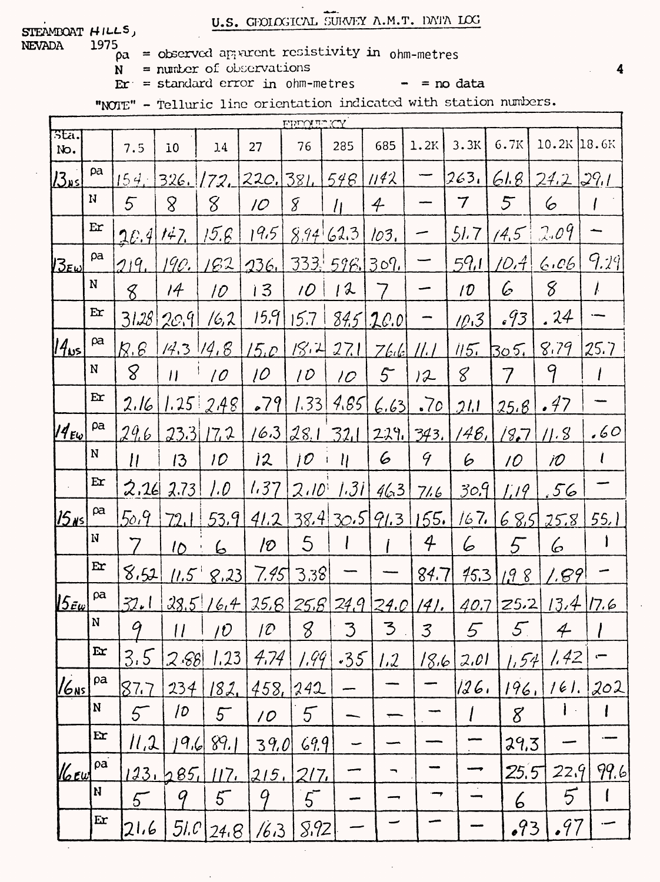STEAMBOAT HILLS, NEVADA 1975

## U.S. GEOLOGICAL SURVEY A.M.T. DATA LOG

ρa = observed apparent resistivity in ohm-metres
N = number of observations
Er = standard error in ohm-metres  - = no data

"NOTE" - Telluric line orientation indicated with station numbers.

| Sta. No. | | FREQUENCY 7.5 | 10 | 14 | 27 | 76 | 285 | 685 | 1.2K | 3.3K | 6.7K | 10.2K | 18.6K |
|---|---|---|---|---|---|---|---|---|---|---|---|---|---|
| 13NS | ρa | 154. | 326. | 172. | 220. | 381. | 548 | 1142 | — | 263. | 61.8 | 27.2 | 29.1 |
| | N | 5 | 8 | 8 | 10 | 8 | 11 | 4 | — | 7 | 5 | 6 | 1 |
| | Er | 20.4 | 147. | 15.8 | 19.5 | 8.94 | 62.3 | 103. | — | 51.7 | 14.5 | 2.09 | — |
| 13EW | ρa | 219. | 190. | 182 | 236. | 333. | 596. | 309. | — | 59.1 | 10.4 | 6.06 | 9.29 |
| | N | 8 | 14 | 10 | 13 | 10 | 12 | 7 | — | 10 | 6 | 8 | 1 |
| | Er | 31.28 | 20.9 | 16.2 | 15.9 | 15.7 | 84.5 | 20.0 | — | 10.3 | .93 | .24 | — |
| 14NS | ρa | 18.6 | 14.3 | 14.8 | 15.0 | 18.2 | 27.1 | 76.6 | 11.1 | 115. | 305. | 8.79 | 25.7 |
| | N | 8 | 11 | 10 | 10 | 10 | 10 | 5 | 12 | 8 | 7 | 9 | 1 |
| | Er | 2.16 | 1.25 | 2.48 | .79 | 1.33 | 4.85 | 6.63 | .70 | 21.1 | 25.8 | .47 | — |
| 14EW | ρa | 29.6 | 23.3 | 17.2 | 16.3 | 28.1 | 32.1 | 229. | 343. | 148. | 18.7 | 11.8 | .60 |
| | N | 11 | 13 | 10 | 12 | 10 | 11 | 6 | 9 | 6 | 10 | 10 | 1 |
| | Er | 2.26 | 2.73 | 1.0 | 1.37 | 2.10 | 1.31 | 46.3 | 71.6 | 30.9 | 1.19 | .56 | — |
| 15NS | ρa | 50.9 | 72.1 | 53.9 | 41.2 | 38.4 | 30.5 | 91.3 | 155. | 167. | 68.5 | 25.8 | 55.1 |
| | N | 7 | 10 | 6 | 10 | 5 | 1 | 1 | 4 | 6 | 5 | 6 | 1 |
| | Er | 8.52 | 11.5 | 8.23 | 7.45 | 3.38 | — | — | 84.7 | 45.3 | 19.8 | 1.89 | — |
| 15EW | ρa | 32.1 | 28.5 | 16.4 | 25.8 | 25.8 | 24.9 | 24.0 | 141. | 40.7 | 25.2 | 13.4 | 17.6 |
| | N | 9 | 11 | 10 | 10 | 8 | 3 | 3 | 3 | 5 | 5 | 4 | 1 |
| | Er | 3.5 | 2.88 | 1.23 | 4.74 | 1.99 | .35 | 1.2 | 18.6 | 2.01 | 1.54 | 1.42 | — |
| 16NS | ρa | 87.7 | 234 | 182. | 458. | 242 | — | — | — | 126. | 196. | 161. | 202 |
| | N | 5 | 10 | 5 | 10 | 5 | — | — | — | 1 | 8 | 1 | 1 |
| | Er | 11.2 | 19.6 | 89.1 | 39.0 | 69.9 | — | — | — | — | 29.3 | — | — |
| 16EW | ρa | 123. | 285. | 117. | 215. | 217. | — | — | — | — | 25.5 | 22.9 | 99.6 |
| | N | 5 | 9 | 5 | 9 | 5 | — | — | — | — | 6 | 5 | 1 |
| | Er | 21.6 | 51.0 | 24.8 | 16.3 | 8.92 | — | — | — | — | .93 | .97 | — |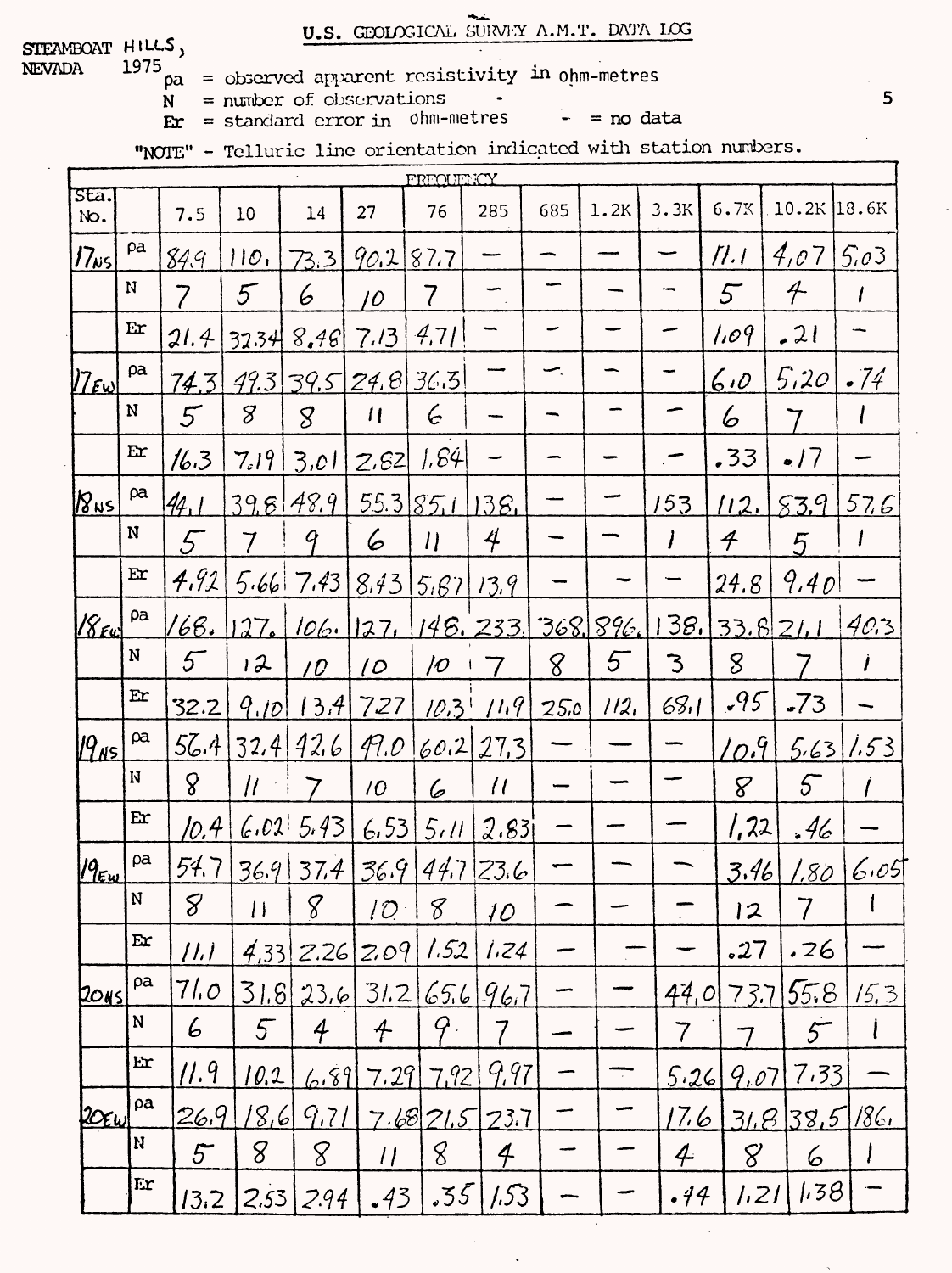U.S. GEOLOGICAL SURVEY A.M.T. DATA LOG

STEAMBOAT HILLS, NEVADA 1975

ρa = observed apparent resistivity in ohm-metres
N = number of observations
Er = standard error in ohm-metres
\- = no data

"NOTE" - Telluric line orientation indicated with station numbers.

| Sta. No. | | FREQUENCY | | | | | | | | | | | |
|---|---|---|---|---|---|---|---|---|---|---|---|---|---|
| | | 7.5 | 10 | 14 | 27 | 76 | 285 | 685 | 1.2K | 3.3K | 6.7K | 10.2K | 18.6K |
| 17NS | ρa | 84.9 | 110. | 73.3 | 90.2 | 87.7 | - | - | - | - | 11.1 | 4.07 | 5.03 |
| | N | 7 | 5 | 6 | 10 | 7 | - | - | - | - | 5 | 4 | 1 |
| | Er | 21.4 | 32.34 | 8.46 | 7.13 | 4.71 | - | - | - | - | 1.09 | .21 | - |
| 17EW | ρa | 74.3 | 49.3 | 39.5 | 24.8 | 36.3 | - | - | - | - | 6.0 | 5.20 | .74 |
| | N | 5 | 8 | 8 | 11 | 6 | - | - | - | - | 6 | 7 | 1 |
| | Er | 16.3 | 7.19 | 3.01 | 2.82 | 1.64 | - | - | - | - | .33 | .17 | - |
| 18NS | ρa | 44.1 | 39.8 | 48.9 | 55.3 | 85.1 | 138. | - | - | 153 | 112. | 83.9 | 57.6 |
| | N | 5 | 7 | 9 | 6 | 11 | 4 | - | - | 1 | 4 | 5 | 1 |
| | Er | 4.92 | 5.66 | 7.43 | 8.43 | 5.67 | 13.9 | - | - | - | 24.8 | 9.40 | - |
| 18EW | ρa | 168. | 127. | 106. | 127. | 148. | 233. | 368. | 896. | 138. | 33.8 | 21.1 | 40.3 |
| | N | 5 | 12 | 10 | 10 | 10 | 7 | 8 | 5 | 3 | 8 | 7 | 1 |
| | Er | 32.2 | 9.10 | 13.4 | 7.27 | 10.3 | 11.9 | 25.0 | 112. | 68.1 | .95 | .73 | - |
| 19NS | ρa | 56.4 | 32.4 | 42.6 | 49.0 | 60.2 | 27.3 | - | - | - | 10.9 | 5.63 | 1.53 |
| | N | 8 | 11 | 7 | 10 | 6 | 11 | - | - | - | 8 | 5 | 1 |
| | Er | 10.4 | 6.02 | 5.43 | 6.53 | 5.11 | 2.83 | - | - | - | 1.22 | .46 | - |
| 19EW | ρa | 54.7 | 36.9 | 37.4 | 36.9 | 44.7 | 23.6 | - | - | - | 3.46 | 1.80 | 6.05 |
| | N | 8 | 11 | 8 | 10 | 8 | 10 | - | - | - | 12 | 7 | 1 |
| | Er | 11.1 | 4.33 | 2.26 | 2.09 | 1.52 | 1.24 | - | - | - | .27 | .26 | - |
| 20NS | ρa | 71.0 | 31.8 | 23.6 | 31.2 | 65.6 | 96.7 | - | - | 44.0 | 73.7 | 55.8 | 15.3 |
| | N | 6 | 5 | 4 | 4 | 9 | 7 | - | - | 7 | 7 | 5 | 1 |
| | Er | 11.9 | 10.2 | 6.89 | 7.29 | 7.92 | 9.97 | - | - | 5.26 | 9.07 | 7.33 | - |
| 20EW | ρa | 26.9 | 18.6 | 9.71 | 7.68 | 21.5 | 23.7 | - | - | 17.6 | 31.8 | 38.5 | 186. |
| | N | 5 | 8 | 8 | 11 | 8 | 4 | - | - | 4 | 8 | 6 | 1 |
| | Er | 13.2 | 2.53 | 2.94 | .43 | .35 | 1.53 | - | - | .44 | 1.21 | 1.38 | - |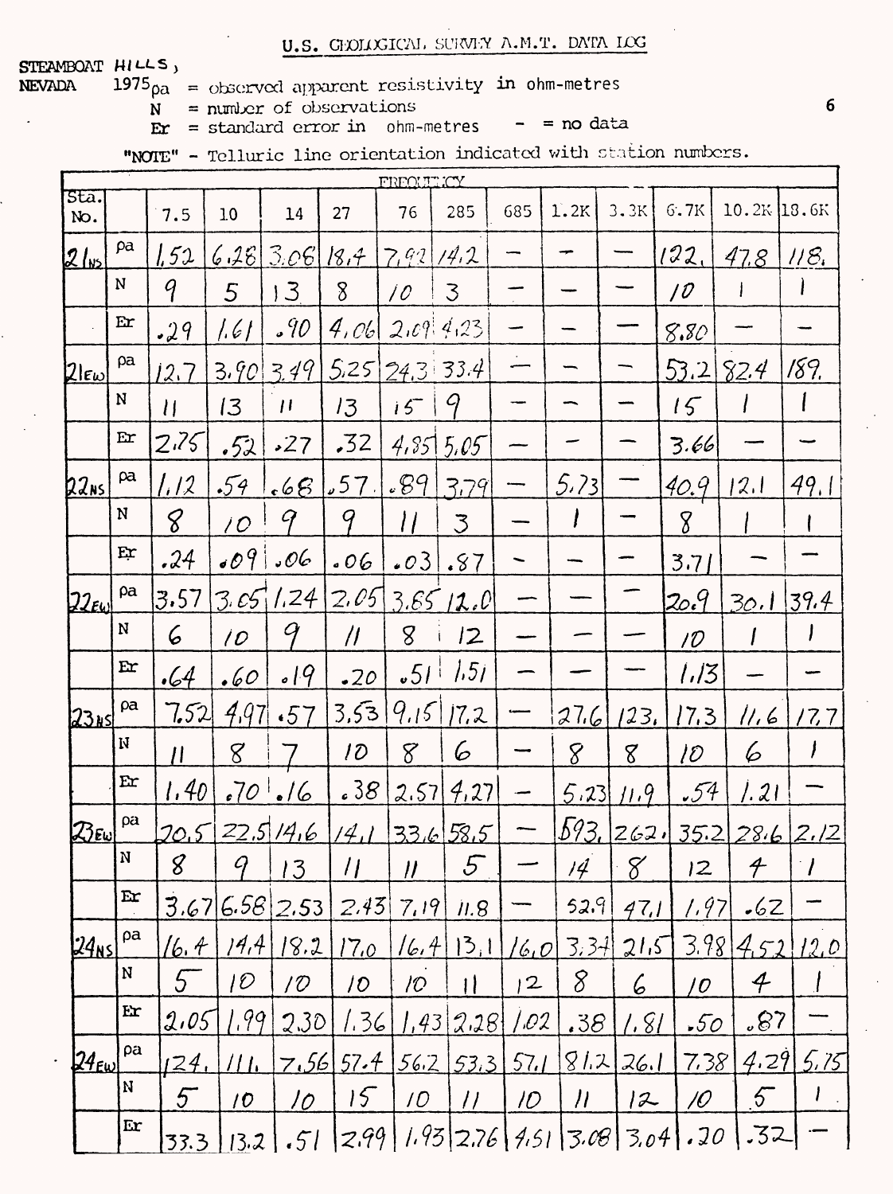# U.S. GEOLOGICAL SURVEY A.M.T. DATA LOG

STEAMBOAT HILLS, NEVADA 1975

ρa = observed apparent resistivity in ohm-metres
N = number of observations
Er = standard error in ohm-metres
\- = no data

"NOTE" - Telluric line orientation indicated with station numbers.

| Sta. No. | | FREQUENCY | | | | | | | | | | | |
|---|---|---|---|---|---|---|---|---|---|---|---|---|---|
| | | 7.5 | 10 | 14 | 27 | 76 | 285 | 685 | 1.2K | 3.3K | 6.7K | 10.2K | 18.6K |
| 21NS | ρa | 1.52 | 6.28 | 3.06 | 18.4 | 7.92 | 14.2 | — | — | — | 122. | 47.8 | 118. |
| | N | 9 | 5 | 13 | 8 | 10 | 3 | — | — | — | 10 | 1 | 1 |
| | Er | .29 | 1.61 | .90 | 4.06 | 2.09 | 4.23 | — | — | — | 8.80 | — | — |
| 21EW | ρa | 12.7 | 3.90 | 3.49 | 5.25 | 24.3 | 33.4 | — | — | — | 53.2 | 82.4 | 189. |
| | N | 11 | 13 | 11 | 13 | 15 | 9 | — | — | — | 15 | 1 | 1 |
| | Er | 2.75 | .52 | .27 | .32 | 4.85 | 5.05 | — | — | — | 3.66 | — | — |
| 22NS | ρa | 1.12 | .59 | .68 | .57 | .89 | 3.79 | — | 5.73 | — | 40.9 | 12.1 | 49.1 |
| | N | 8 | 10 | 9 | 9 | 11 | 3 | — | 1 | — | 8 | 1 | 1 |
| | Er | .24 | .09 | .06 | .06 | .03 | .87 | — | — | — | 3.71 | — | — |
| 22EW | ρa | 3.57 | 3.05 | 1.24 | 2.05 | 3.65 | 12.0 | — | — | — | 20.9 | 30.1 | 39.4 |
| | N | 6 | 10 | 9 | 11 | 8 | 12 | — | — | — | 10 | 1 | 1 |
| | Er | .64 | .60 | .19 | .20 | .51 | 1.51 | — | — | — | 1.13 | — | — |
| 23NS | ρa | 7.52 | 4.97 | .57 | 3.53 | 9.15 | 17.2 | — | 27.6 | 123. | 17.3 | 11.6 | 17.7 |
| | N | 11 | 8 | 7 | 10 | 8 | 6 | — | 8 | 8 | 10 | 6 | 1 |
| | Er | 1.40 | .70 | .16 | .38 | 2.57 | 4.27 | — | 5.23 | 11.9 | .54 | 1.21 | — |
| 23EW | ρa | 20.5 | 22.5 | 14.6 | 14.1 | 33.6 | 58.5 | — | 593. | 262. | 35.2 | 28.6 | 2.12 |
| | N | 8 | 9 | 13 | 11 | 11 | 5 | — | 14 | 8 | 12 | 4 | 1 |
| | Er | 3.67 | 6.58 | 2.53 | 2.43 | 7.19 | 11.8 | — | 52.9 | 47.1 | 1.97 | .62 | — |
| 24NS | ρa | 16.4 | 14.4 | 18.2 | 17.0 | 16.4 | 13.1 | 16.0 | 3.34 | 21.5 | 3.98 | 4.52 | 12.0 |
| | N | 5 | 10 | 10 | 10 | 10 | 11 | 12 | 8 | 6 | 10 | 4 | 1 |
| | Er | 2.05 | 1.99 | 2.30 | 1.36 | 1.43 | 2.28 | 1.02 | .38 | 1.81 | .50 | .87 | — |
| 24EW | ρa | 124. | 111. | 7.56 | 57.4 | 56.2 | 53.3 | 57.1 | 81.2 | 26.1 | 7.38 | 4.29 | 5.75 |
| | N | 5 | 10 | 10 | 15 | 10 | 11 | 10 | 11 | 12 | 10 | 5 | 1 |
| | Er | 33.3 | 13.2 | .51 | 2.99 | 1.93 | 2.76 | 4.51 | 3.08 | 3.04 | .20 | .32 | — |